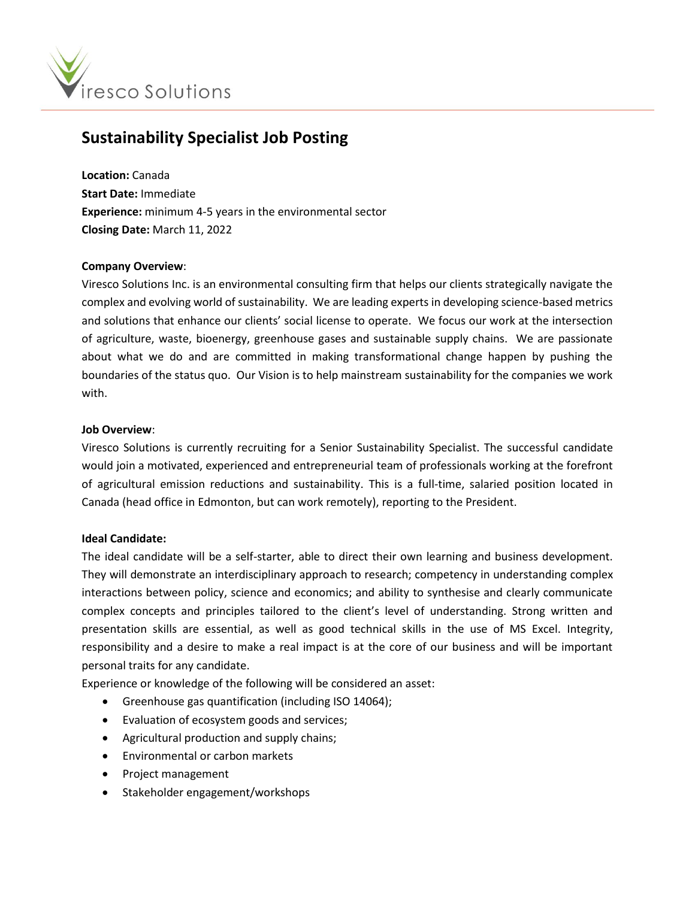# Sustainability Specialist Job Posting

**Location:** Canada
**Start Date:** Immediate
**Experience:** minimum 4-5 years in the environmental sector
**Closing Date:** March 11, 2022

**Company Overview**:
Viresco Solutions Inc. is an environmental consulting firm that helps our clients strategically navigate the complex and evolving world of sustainability. We are leading experts in developing science-based metrics and solutions that enhance our clients' social license to operate. We focus our work at the intersection of agriculture, waste, bioenergy, greenhouse gases and sustainable supply chains. We are passionate about what we do and are committed in making transformational change happen by pushing the boundaries of the status quo. Our Vision is to help mainstream sustainability for the companies we work with.

**Job Overview**:
Viresco Solutions is currently recruiting for a Senior Sustainability Specialist. The successful candidate would join a motivated, experienced and entrepreneurial team of professionals working at the forefront of agricultural emission reductions and sustainability. This is a full-time, salaried position located in Canada (head office in Edmonton, but can work remotely), reporting to the President.

**Ideal Candidate:**
The ideal candidate will be a self-starter, able to direct their own learning and business development. They will demonstrate an interdisciplinary approach to research; competency in understanding complex interactions between policy, science and economics; and ability to synthesise and clearly communicate complex concepts and principles tailored to the client's level of understanding. Strong written and presentation skills are essential, as well as good technical skills in the use of MS Excel. Integrity, responsibility and a desire to make a real impact is at the core of our business and will be important personal traits for any candidate.
Experience or knowledge of the following will be considered an asset:

- Greenhouse gas quantification (including ISO 14064);
- Evaluation of ecosystem goods and services;
- Agricultural production and supply chains;
- Environmental or carbon markets
- Project management
- Stakeholder engagement/workshops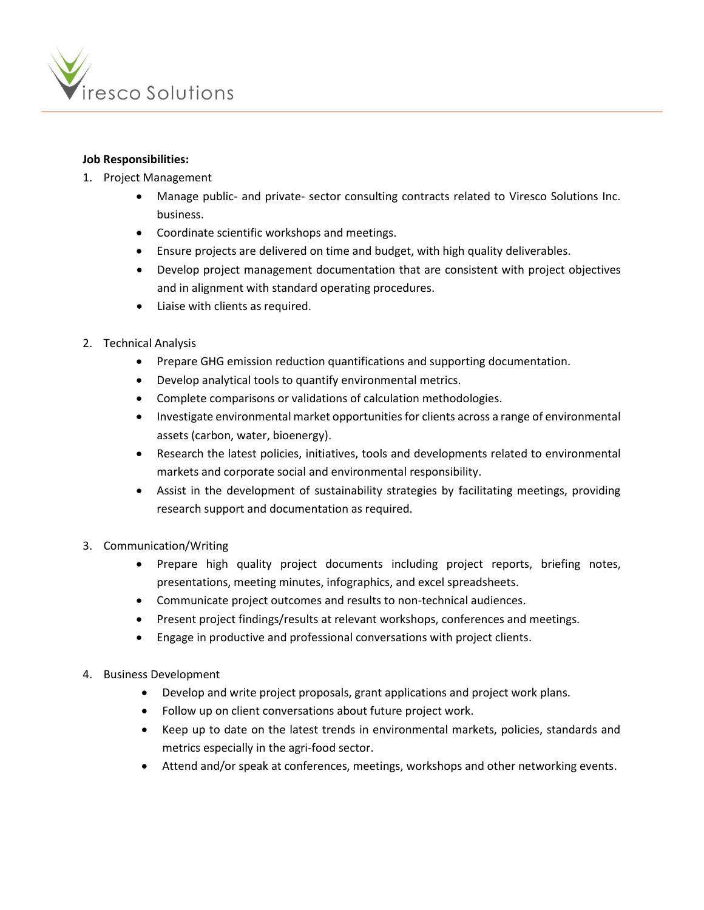**Job Responsibilities:**

1. Project Management
    - Manage public- and private- sector consulting contracts related to Viresco Solutions Inc. business.
    - Coordinate scientific workshops and meetings.
    - Ensure projects are delivered on time and budget, with high quality deliverables.
    - Develop project management documentation that are consistent with project objectives and in alignment with standard operating procedures.
    - Liaise with clients as required.

2. Technical Analysis
    - Prepare GHG emission reduction quantifications and supporting documentation.
    - Develop analytical tools to quantify environmental metrics.
    - Complete comparisons or validations of calculation methodologies.
    - Investigate environmental market opportunities for clients across a range of environmental assets (carbon, water, bioenergy).
    - Research the latest policies, initiatives, tools and developments related to environmental markets and corporate social and environmental responsibility.
    - Assist in the development of sustainability strategies by facilitating meetings, providing research support and documentation as required.

3. Communication/Writing
    - Prepare high quality project documents including project reports, briefing notes, presentations, meeting minutes, infographics, and excel spreadsheets.
    - Communicate project outcomes and results to non-technical audiences.
    - Present project findings/results at relevant workshops, conferences and meetings.
    - Engage in productive and professional conversations with project clients.

4. Business Development
    - Develop and write project proposals, grant applications and project work plans.
    - Follow up on client conversations about future project work.
    - Keep up to date on the latest trends in environmental markets, policies, standards and metrics especially in the agri-food sector.
    - Attend and/or speak at conferences, meetings, workshops and other networking events.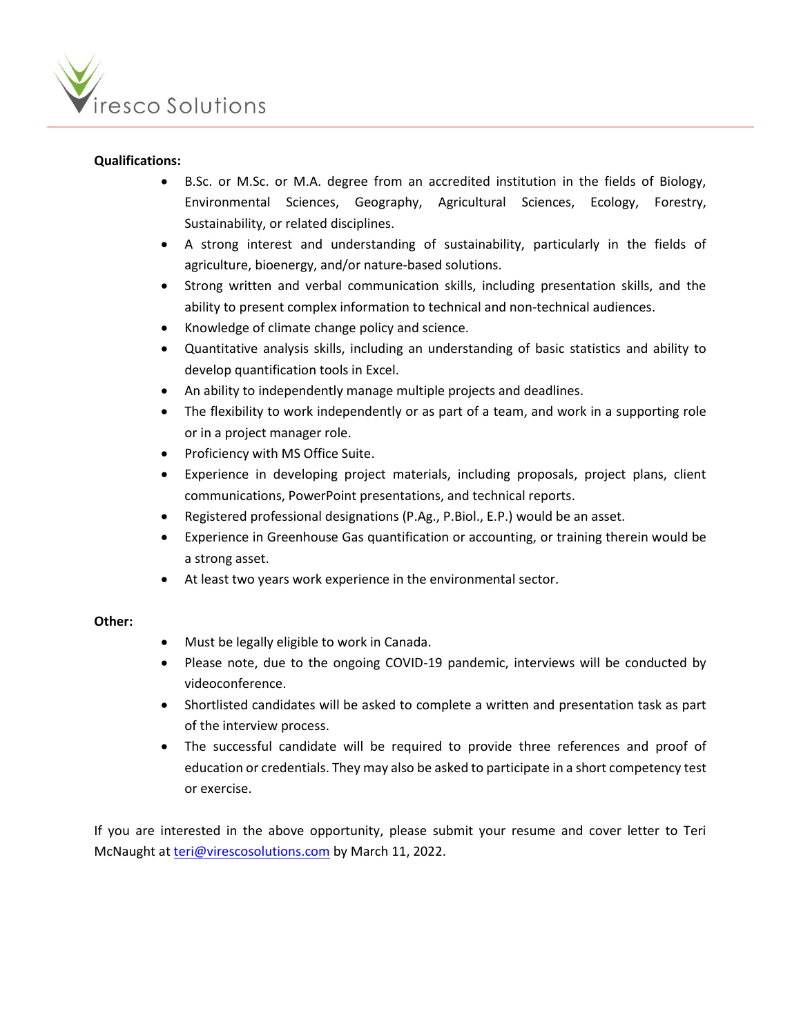**Qualifications:**

- B.Sc. or M.Sc. or M.A. degree from an accredited institution in the fields of Biology, Environmental Sciences, Geography, Agricultural Sciences, Ecology, Forestry, Sustainability, or related disciplines.
- A strong interest and understanding of sustainability, particularly in the fields of agriculture, bioenergy, and/or nature-based solutions.
- Strong written and verbal communication skills, including presentation skills, and the ability to present complex information to technical and non-technical audiences.
- Knowledge of climate change policy and science.
- Quantitative analysis skills, including an understanding of basic statistics and ability to develop quantification tools in Excel.
- An ability to independently manage multiple projects and deadlines.
- The flexibility to work independently or as part of a team, and work in a supporting role or in a project manager role.
- Proficiency with MS Office Suite.
- Experience in developing project materials, including proposals, project plans, client communications, PowerPoint presentations, and technical reports.
- Registered professional designations (P.Ag., P.Biol., E.P.) would be an asset.
- Experience in Greenhouse Gas quantification or accounting, or training therein would be a strong asset.
- At least two years work experience in the environmental sector.

**Other:**

- Must be legally eligible to work in Canada.
- Please note, due to the ongoing COVID-19 pandemic, interviews will be conducted by videoconference.
- Shortlisted candidates will be asked to complete a written and presentation task as part of the interview process.
- The successful candidate will be required to provide three references and proof of education or credentials. They may also be asked to participate in a short competency test or exercise.

If you are interested in the above opportunity, please submit your resume and cover letter to Teri McNaught at teri@virescosolutions.com by March 11, 2022.